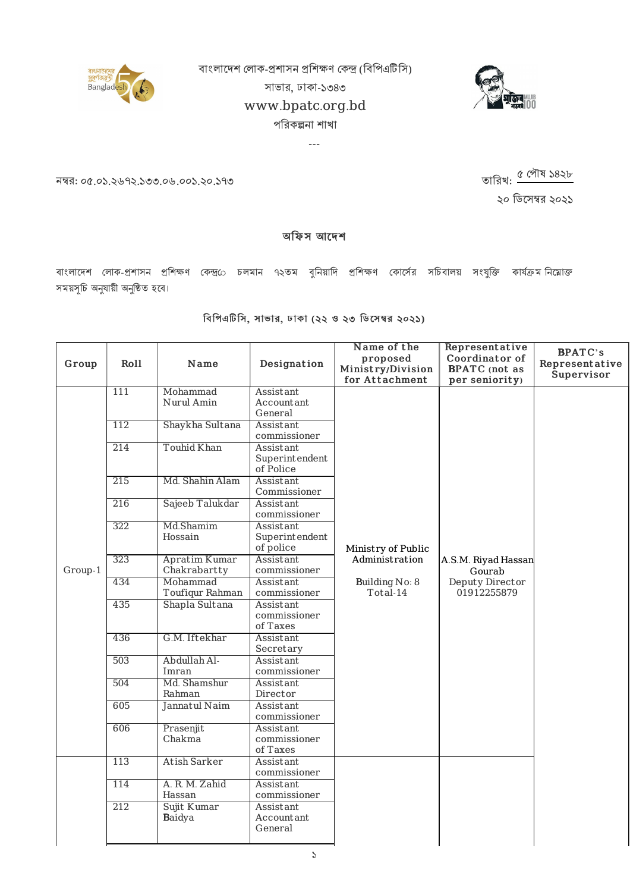বাংলাদেশ লোক-প্রশাসন প্রশিক্ষণ কেন্দ্র (বিপিএটিসি)

সাভার, ঢাকা-১৩৪৩

www.bpatc.org.bd

পরিকল্পনা শাখা

---

নম্বর: ০৫.০১.২৬৭২.১৩৩.০৬.০০১.২০.১৭৩

তারিখ: ৫ পৌষ ১৪২৮
২০ ডিসেম্বর ২০২১

## অফিস আদেশ

বাংলাদেশ লোক-প্রশাসন প্রশিক্ষণ কেন্দ্রে চলমান ৭২তম বুনিয়াদি প্রশিক্ষণ কোর্সের সচিবালয় সংযুক্তি কার্যক্রম নিম্নোক্ত সময়সূচি অনুযায়ী অনুষ্ঠিত হবে।

### বিপিএটিসি, সাভার, ঢাকা (২২ ও ২৩ ডিসেম্বর ২০২১)

| Group | Roll | Name | Designation | Name of the proposed Ministry/Division for Attachment | Representative Coordinator of BPATC (not as per seniority) | BPATC's Representative Supervisor |
|---|---|---|---|---|---|---|
| Group-1 | 111 | Mohammad Nurul Amin | Assistant Accountant General | Ministry of Public Administration<br>Building No: 8<br>Total-14 | A.S.M. Riyad Hassan Gourab<br>Deputy Director<br>01912255879 | |
| | 112 | Shaykha Sultana | Assistant commissioner | | | |
| | 214 | Touhid Khan | Assistant Superintendent of Police | | | |
| | 215 | Md. Shahin Alam | Assistant Commissioner | | | |
| | 216 | Sajeeb Talukdar | Assistant commissioner | | | |
| | 322 | Md.Shamim Hossain | Assistant Superintendent of police | | | |
| | 323 | Apratim Kumar Chakrabartty | Assistant commissioner | | | |
| | 434 | Mohammad Toufiqur Rahman | Assistant commissioner | | | |
| | 435 | Shapla Sultana | Assistant commissioner of Taxes | | | |
| | 436 | G.M. Iftekhar | Assistant Secretary | | | |
| | 503 | Abdullah Al-Imran | Assistant commissioner | | | |
| | 504 | Md. Shamshur Rahman | Assistant Director | | | |
| | 605 | Jannatul Naim | Assistant commissioner | | | |
| | 606 | Prasenjit Chakma | Assistant commissioner of Taxes | | | |
| | 113 | Atish Sarker | Assistant commissioner | | | |
| | 114 | A. R. M. Zahid Hassan | Assistant commissioner | | | |
| | 212 | Sujit Kumar Baidya | Assistant Accountant General | | | |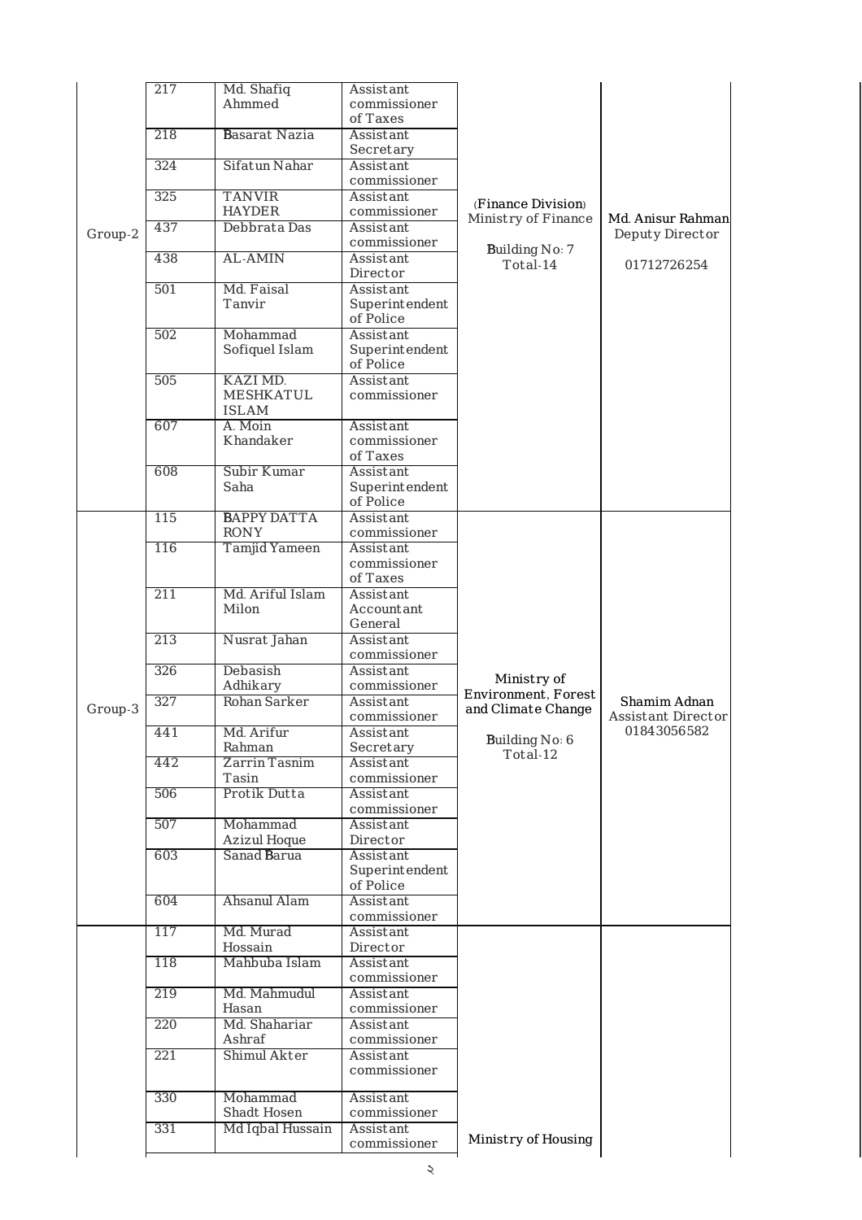| Group-2 | 217 | Md. Shafiq Ahmmed | Assistant commissioner of Taxes | (Finance Division) Ministry of Finance<br><br>Building No: 7<br>Total-14 | Md. Anisur Rahman<br>Deputy Director<br><br>01712726254 | |
|---|---|---|---|---|---|---|
| | 218 | Basarat Nazia | Assistant Secretary | | | |
| | 324 | Sifatun Nahar | Assistant commissioner | | | |
| | 325 | TANVIR HAYDER | Assistant commissioner | | | |
| | 437 | Debbrata Das | Assistant commissioner | | | |
| | 438 | AL-AMIN | Assistant Director | | | |
| | 501 | Md. Faisal Tanvir | Assistant Superintendent of Police | | | |
| | 502 | Mohammad Sofiquel Islam | Assistant Superintendent of Police | | | |
| | 505 | KAZI MD. MESHKATUL ISLAM | Assistant commissioner | | | |
| | 607 | A. Moin Khandaker | Assistant commissioner of Taxes | | | |
| | 608 | Subir Kumar Saha | Assistant Superintendent of Police | | | |
| Group-3 | 115 | BAPPY DATTA RONY | Assistant commissioner | Ministry of Environment, Forest and Climate Change<br><br>Building No: 6<br>Total-12 | Shamim Adnan<br>Assistant Director<br>01843056582 | |
| | 116 | Tamjid Yameen | Assistant commissioner of Taxes | | | |
| | 211 | Md. Ariful Islam Milon | Assistant Accountant General | | | |
| | 213 | Nusrat Jahan | Assistant commissioner | | | |
| | 326 | Debasish Adhikary | Assistant commissioner | | | |
| | 327 | Rohan Sarker | Assistant commissioner | | | |
| | 441 | Md. Arifur Rahman | Assistant Secretary | | | |
| | 442 | Zarrin Tasnim Tasin | Assistant commissioner | | | |
| | 506 | Protik Dutta | Assistant commissioner | | | |
| | 507 | Mohammad Azizul Hoque | Assistant Director | | | |
| | 603 | Sanad Barua | Assistant Superintendent of Police | | | |
| | 604 | Ahsanul Alam | Assistant commissioner | | | |
| | 117 | Md. Murad Hossain | Assistant Director | Ministry of Housing | | |
| | 118 | Mahbuba Islam | Assistant commissioner | | | |
| | 219 | Md. Mahmudul Hasan | Assistant commissioner | | | |
| | 220 | Md. Shahariar Ashraf | Assistant commissioner | | | |
| | 221 | Shimul Akter | Assistant commissioner | | | |
| | 330 | Mohammad Shadt Hosen | Assistant commissioner | | | |
| | 331 | Md Iqbal Hussain | Assistant commissioner | | | |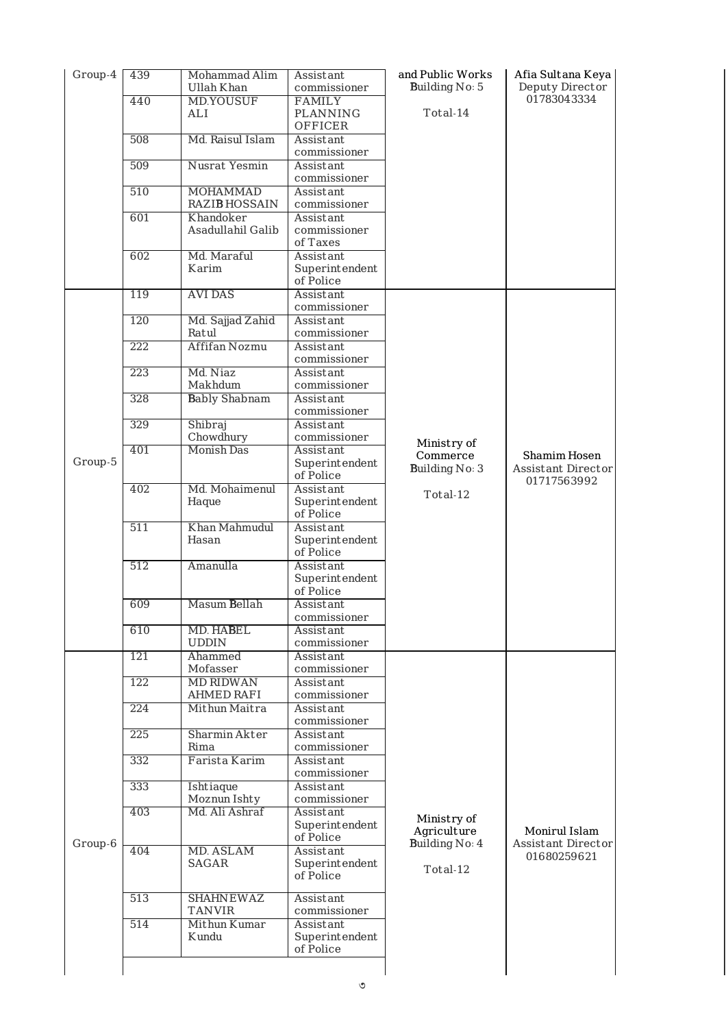| Group | Roll | Name | Designation | Ministry / Building | Group Leader |
|---|---|---|---|---|---|
| Group-4 | 439 | Mohammad Alim Ullah Khan | Assistant commissioner | and Public Works Building No: 5 Total-14 | Afia Sultana Keya Deputy Director 01783043334 |
| | 440 | MD.YOUSUF ALI | FAMILY PLANNING OFFICER | | |
| | 508 | Md. Raisul Islam | Assistant commissioner | | |
| | 509 | Nusrat Yesmin | Assistant commissioner | | |
| | 510 | MOHAMMAD RAZIB HOSSAIN | Assistant commissioner | | |
| | 601 | Khandoker Asadullahil Galib | Assistant commissioner of Taxes | | |
| | 602 | Md. Maraful Karim | Assistant Superintendent of Police | | |
| Group-5 | 119 | AVI DAS | Assistant commissioner | Ministry of Commerce Building No: 3 Total-12 | Shamim Hosen Assistant Director 01717563992 |
| | 120 | Md. Sajjad Zahid Ratul | Assistant commissioner | | |
| | 222 | Affifan Nozmu | Assistant commissioner | | |
| | 223 | Md. Niaz Makhdum | Assistant commissioner | | |
| | 328 | Bably Shabnam | Assistant commissioner | | |
| | 329 | Shibraj Chowdhury | Assistant commissioner | | |
| | 401 | Monish Das | Assistant Superintendent of Police | | |
| | 402 | Md. Mohaimenul Haque | Assistant Superintendent of Police | | |
| | 511 | Khan Mahmudul Hasan | Assistant Superintendent of Police | | |
| | 512 | Amanulla | Assistant Superintendent of Police | | |
| | 609 | Masum Bellah | Assistant commissioner | | |
| | 610 | MD. HABEL UDDIN | Assistant commissioner | | |
| Group-6 | 121 | Ahammed Mofasser | Assistant commissioner | Ministry of Agriculture Building No: 4 Total-12 | Monirul Islam Assistant Director 01680259621 |
| | 122 | MD RIDWAN AHMED RAFI | Assistant commissioner | | |
| | 224 | Mithun Maitra | Assistant commissioner | | |
| | 225 | Sharmin Akter Rima | Assistant commissioner | | |
| | 332 | Farista Karim | Assistant commissioner | | |
| | 333 | Ishtiaque Moznun Ishty | Assistant commissioner | | |
| | 403 | Md. Ali Ashraf | Assistant Superintendent of Police | | |
| | 404 | MD. ASLAM SAGAR | Assistant Superintendent of Police | | |
| | 513 | SHAHNEWAZ TANVIR | Assistant commissioner | | |
| | 514 | Mithun Kumar Kundu | Assistant Superintendent of Police | | |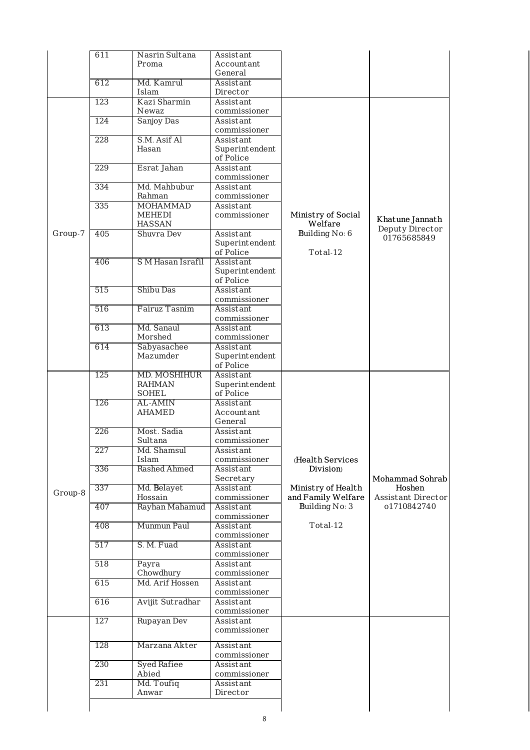| | 611 | Nasrin Sultana Proma | Assistant Accountant General | | |
|---|---|---|---|---|---|
| | 612 | Md. Kamrul Islam | Assistant Director | | |
| Group-7 | 123 | Kazi Sharmin Newaz | Assistant commissioner | Ministry of Social Welfare Building No: 6 Total-12 | Khatune Jannath Deputy Director 01765685849 |
| | 124 | Sanjoy Das | Assistant commissioner | | |
| | 228 | S.M. Asif Al Hasan | Assistant Superintendent of Police | | |
| | 229 | Esrat Jahan | Assistant commissioner | | |
| | 334 | Md. Mahbubur Rahman | Assistant commissioner | | |
| | 335 | MOHAMMAD MEHEDI HASSAN | Assistant commissioner | | |
| | 405 | Shuvra Dev | Assistant Superintendent of Police | | |
| | 406 | S M Hasan Israfil | Assistant Superintendent of Police | | |
| | 515 | Shibu Das | Assistant commissioner | | |
| | 516 | Fairuz Tasnim | Assistant commissioner | | |
| | 613 | Md. Sanaul Morshed | Assistant commissioner | | |
| | 614 | Sabyasachee Mazumder | Assistant Superintendent of Police | | |
| Group-8 | 125 | MD. MOSHIHUR RAHMAN SOHEL | Assistant Superintendent of Police | (Health Services Division) Ministry of Health and Family Welfare Building No: 3 Total-12 | Mohammad Sohrab Hoshen Assistant Director o1710842740 |
| | 126 | AL-AMIN AHAMED | Assistant Accountant General | | |
| | 226 | Most. Sadia Sultana | Assistant commissioner | | |
| | 227 | Md. Shamsul Islam | Assistant commissioner | | |
| | 336 | Rashed Ahmed | Assistant Secretary | | |
| | 337 | Md. Belayet Hossain | Assistant commissioner | | |
| | 407 | Rayhan Mahamud | Assistant commissioner | | |
| | 408 | Munmun Paul | Assistant commissioner | | |
| | 517 | S. M. Fuad | Assistant commissioner | | |
| | 518 | Payra Chowdhury | Assistant commissioner | | |
| | 615 | Md. Arif Hossen | Assistant commissioner | | |
| | 616 | Avijit Sutradhar | Assistant commissioner | | |
| | 127 | Rupayan Dev | Assistant commissioner | | |
| | 128 | Marzana Akter | Assistant commissioner | | |
| | 230 | Syed Rafiee Abied | Assistant commissioner | | |
| | 231 | Md. Toufiq Anwar | Assistant Director | | |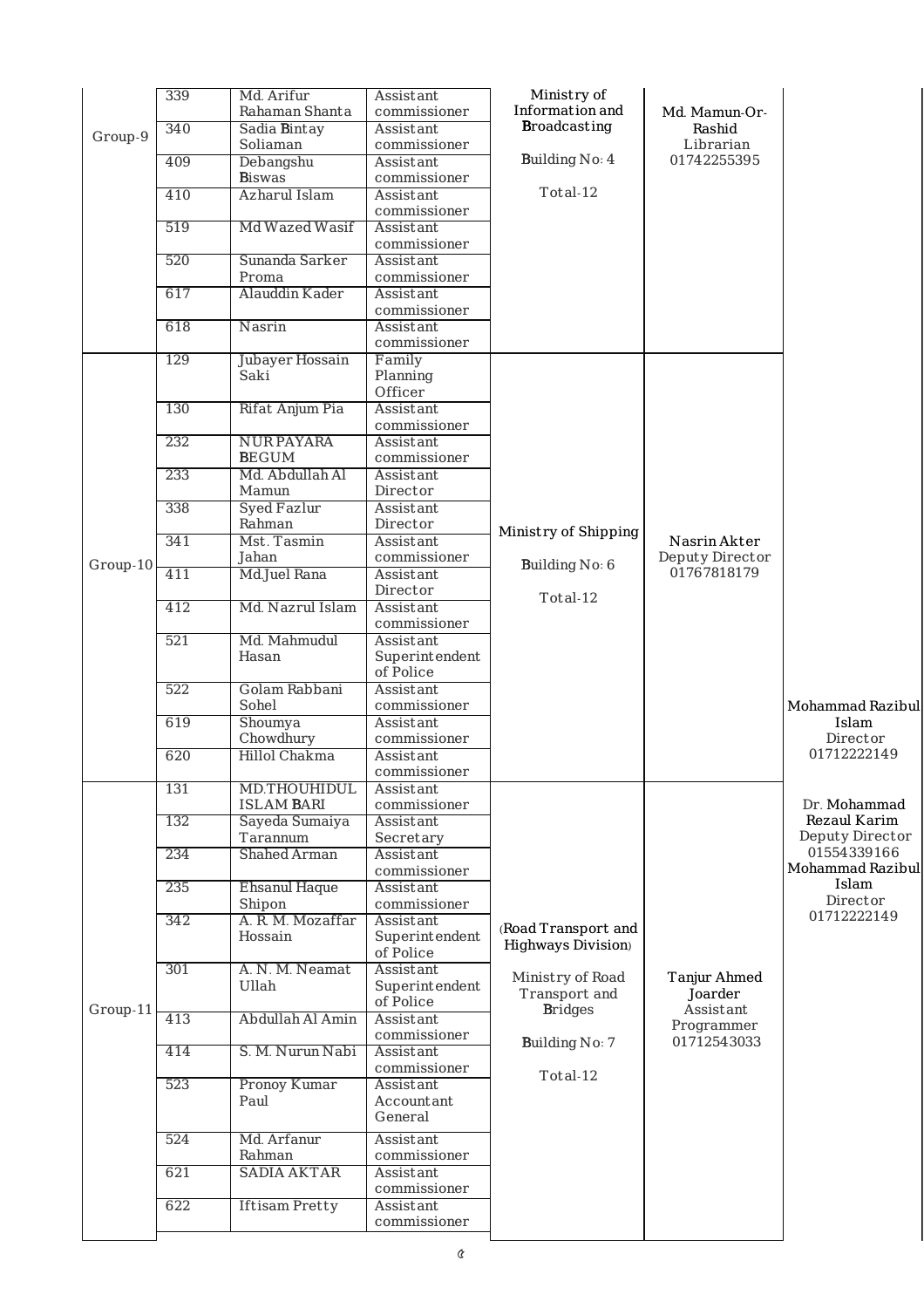| Group | SL | Name | Designation | Ministry | Liaison Officer | Supervisor |
|---|---|---|---|---|---|---|
| Group-9 | 339 | Md. Arifur Rahaman Shanta | Assistant commissioner | Ministry of Information and Broadcasting<br>Building No: 4<br>Total-12 | Md. Mamun-Or-Rashid<br>Librarian<br>01742255395 | |
| | 340 | Sadia Bintay Soliaman | Assistant commissioner | | | |
| | 409 | Debangshu Biswas | Assistant commissioner | | | |
| | 410 | Azharul Islam | Assistant commissioner | | | |
| | 519 | Md Wazed Wasif | Assistant commissioner | | | |
| | 520 | Sunanda Sarker Proma | Assistant commissioner | | | |
| | 617 | Alauddin Kader | Assistant commissioner | | | |
| | 618 | Nasrin | Assistant commissioner | | | |
| Group-10 | 129 | Jubayer Hossain Saki | Family Planning Officer | Ministry of Shipping<br>Building No: 6<br>Total-12 | Nasrin Akter<br>Deputy Director<br>01767818179 | Mohammad Razibul Islam<br>Director<br>01712222149 |
| | 130 | Rifat Anjum Pia | Assistant commissioner | | | |
| | 232 | NUR PAYARA BEGUM | Assistant commissioner | | | |
| | 233 | Md. Abdullah Al Mamun | Assistant Director | | | |
| | 338 | Syed Fazlur Rahman | Assistant Director | | | |
| | 341 | Mst. Tasmin Jahan | Assistant commissioner | | | |
| | 411 | Md.Juel Rana | Assistant Director | | | |
| | 412 | Md. Nazrul Islam | Assistant commissioner | | | |
| | 521 | Md. Mahmudul Hasan | Assistant Superintendent of Police | | | |
| | 522 | Golam Rabbani Sohel | Assistant commissioner | | | |
| | 619 | Shoumya Chowdhury | Assistant commissioner | | | |
| | 620 | Hillol Chakma | Assistant commissioner | | | |
| Group-11 | 131 | MD.THOUHIDUL ISLAM BARI | Assistant commissioner | (Road Transport and Highways Division)<br>Ministry of Road Transport and Bridges<br>Building No: 7<br>Total-12 | Tanjur Ahmed Joarder<br>Assistant Programmer<br>01712543033 | Dr. Mohammad Rezaul Karim<br>Deputy Director<br>01554339166<br>Mohammad Razibul Islam<br>Director<br>01712222149 |
| | 132 | Sayeda Sumaiya Tarannum | Assistant Secretary | | | |
| | 234 | Shahed Arman | Assistant commissioner | | | |
| | 235 | Ehsanul Haque Shipon | Assistant commissioner | | | |
| | 342 | A. R. M. Mozaffar Hossain | Assistant Superintendent of Police | | | |
| | 301 | A. N. M. Neamat Ullah | Assistant Superintendent of Police | | | |
| | 413 | Abdullah Al Amin | Assistant commissioner | | | |
| | 414 | S. M. Nurun Nabi | Assistant commissioner | | | |
| | 523 | Pronoy Kumar Paul | Assistant Accountant General | | | |
| | 524 | Md. Arfanur Rahman | Assistant commissioner | | | |
| | 621 | SADIA AKTAR | Assistant commissioner | | | |
| | 622 | Iftisam Pretty | Assistant commissioner | | | |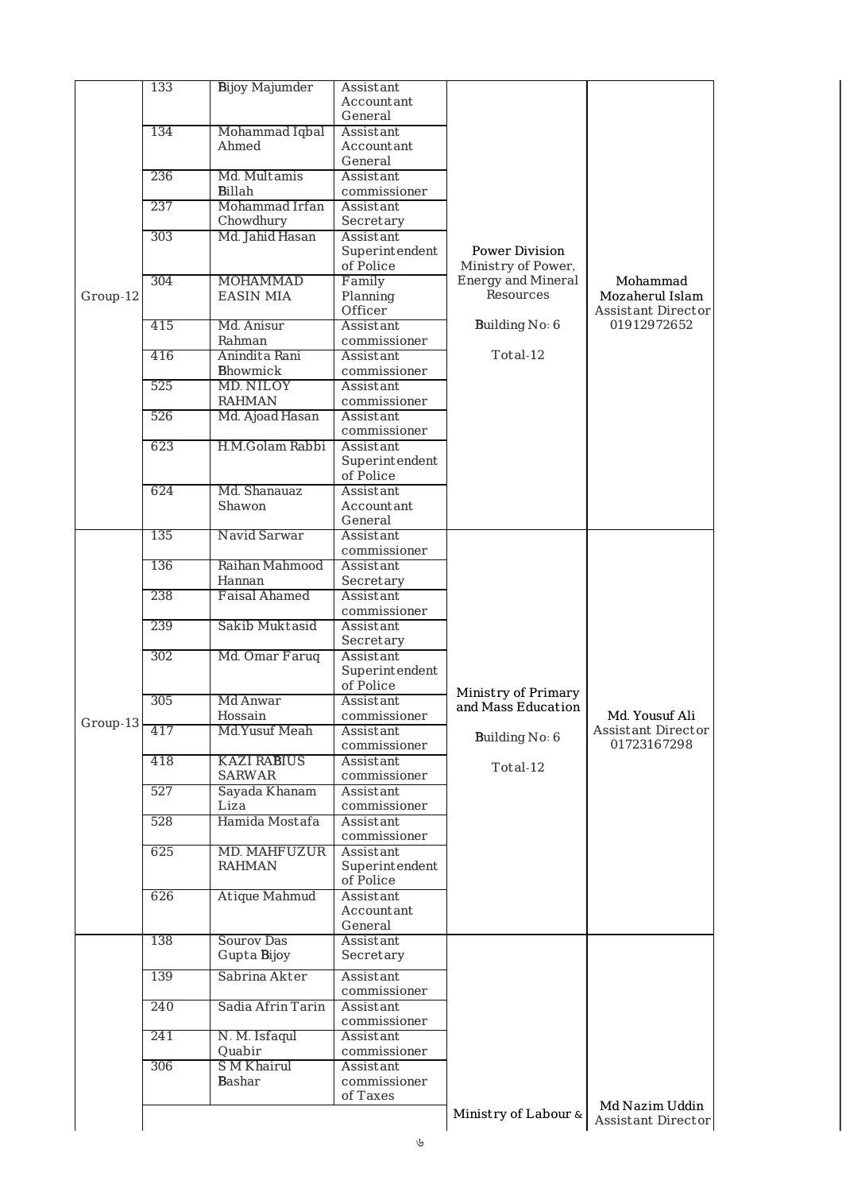| | | | | | |
|---|---|---|---|---|---|
| Group-12 | 133 | Bijoy Majumder | Assistant Accountant General | Power Division Ministry of Power, Energy and Mineral Resources<br><br>Building No: 6<br><br>Total-12 | Mohammad Mozaherul Islam Assistant Director 01912972652 |
| | 134 | Mohammad Iqbal Ahmed | Assistant Accountant General | | |
| | 236 | Md. Multamis Billah | Assistant commissioner | | |
| | 237 | Mohammad Irfan Chowdhury | Assistant Secretary | | |
| | 303 | Md. Jahid Hasan | Assistant Superintendent of Police | | |
| | 304 | MOHAMMAD EASIN MIA | Family Planning Officer | | |
| | 415 | Md. Anisur Rahman | Assistant commissioner | | |
| | 416 | Anindita Rani Bhowmick | Assistant commissioner | | |
| | 525 | MD. NILOY RAHMAN | Assistant commissioner | | |
| | 526 | Md. Ajoad Hasan | Assistant commissioner | | |
| | 623 | H.M.Golam Rabbi | Assistant Superintendent of Police | | |
| | 624 | Md. Shanauaz Shawon | Assistant Accountant General | | |
| Group-13 | 135 | Navid Sarwar | Assistant commissioner | Ministry of Primary and Mass Education<br><br>Building No: 6<br><br>Total-12 | Md. Yousuf Ali Assistant Director 01723167298 |
| | 136 | Raihan Mahmood Hannan | Assistant Secretary | | |
| | 238 | Faisal Ahamed | Assistant commissioner | | |
| | 239 | Sakib Muktasid | Assistant Secretary | | |
| | 302 | Md. Omar Faruq | Assistant Superintendent of Police | | |
| | 305 | Md Anwar Hossain | Assistant commissioner | | |
| | 417 | Md.Yusuf Meah | Assistant commissioner | | |
| | 418 | KAZI RABIUS SARWAR | Assistant commissioner | | |
| | 527 | Sayada Khanam Liza | Assistant commissioner | | |
| | 528 | Hamida Mostafa | Assistant commissioner | | |
| | 625 | MD. MAHFUZUR RAHMAN | Assistant Superintendent of Police | | |
| | 626 | Atique Mahmud | Assistant Accountant General | | |
| | 138 | Sourov Das Gupta Bijoy | Assistant Secretary | Ministry of Labour & | Md Nazim Uddin Assistant Director |
| | 139 | Sabrina Akter | Assistant commissioner | | |
| | 240 | Sadia Afrin Tarin | Assistant commissioner | | |
| | 241 | N. M. Isfaqul Quabir | Assistant commissioner | | |
| | 306 | S M Khairul Bashar | Assistant commissioner of Taxes | | |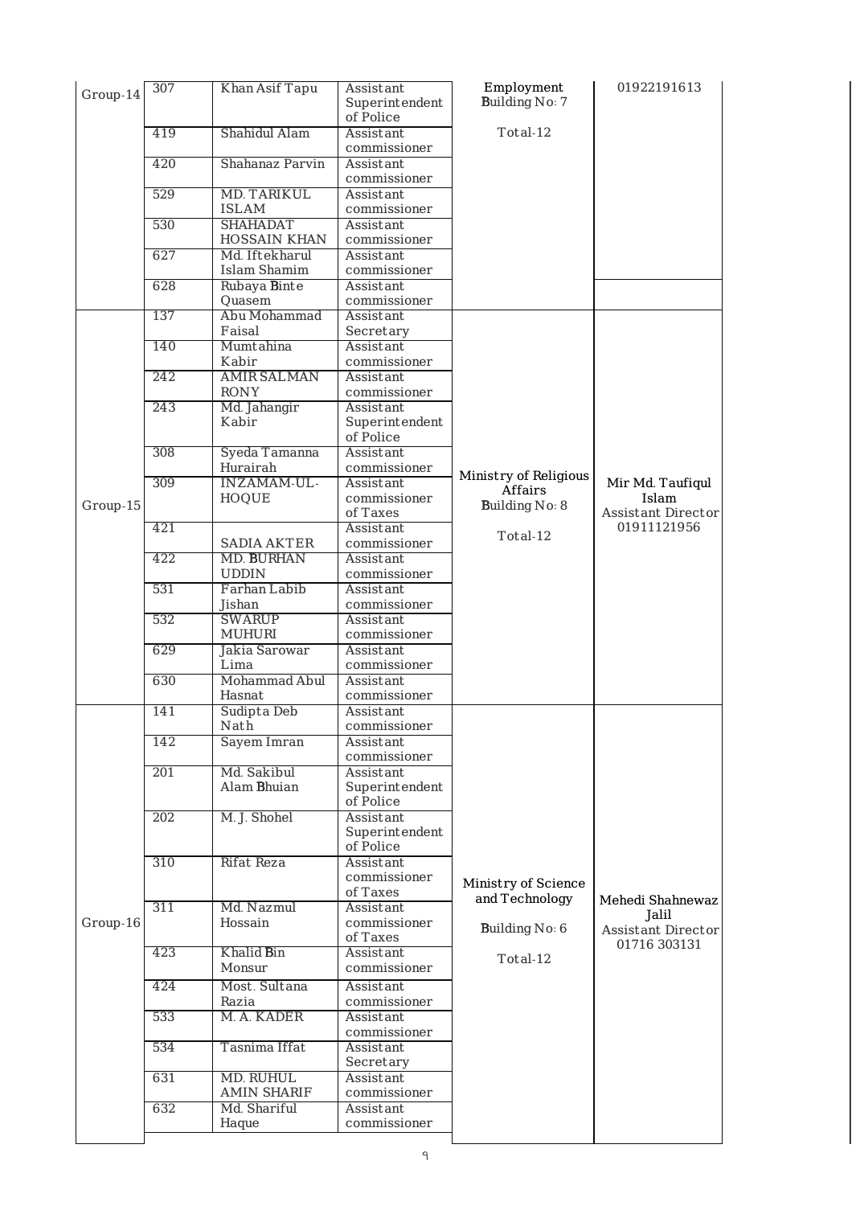| Group-14 | 307 | Khan Asif Tapu | Assistant Superintendent of Police | Employment Building No: 7 Total-12 | 01922191613 |
|---|---|---|---|---|---|
| | 419 | Shahidul Alam | Assistant commissioner | | |
| | 420 | Shahanaz Parvin | Assistant commissioner | | |
| | 529 | MD. TARIKUL ISLAM | Assistant commissioner | | |
| | 530 | SHAHADAT HOSSAIN KHAN | Assistant commissioner | | |
| | 627 | Md. Iftekharul Islam Shamim | Assistant commissioner | | |
| | 628 | Rubaya Binte Quasem | Assistant commissioner | | |
| Group-15 | 137 | Abu Mohammad Faisal | Assistant Secretary | Ministry of Religious Affairs Building No: 8 Total-12 | Mir Md. Taufiqul Islam Assistant Director 01911121956 |
| | 140 | Mumtahina Kabir | Assistant commissioner | | |
| | 242 | AMIR SALMAN RONY | Assistant commissioner | | |
| | 243 | Md. Jahangir Kabir | Assistant Superintendent of Police | | |
| | 308 | Syeda Tamanna Hurairah | Assistant commissioner | | |
| | 309 | INZAMAM-UL-HOQUE | Assistant commissioner of Taxes | | |
| | 421 | SADIA AKTER | Assistant commissioner | | |
| | 422 | MD. BURHAN UDDIN | Assistant commissioner | | |
| | 531 | Farhan Labib Jishan | Assistant commissioner | | |
| | 532 | SWARUP MUHURI | Assistant commissioner | | |
| | 629 | Jakia Sarowar Lima | Assistant commissioner | | |
| | 630 | Mohammad Abul Hasnat | Assistant commissioner | | |
| Group-16 | 141 | Sudipta Deb Nath | Assistant commissioner | Ministry of Science and Technology Building No: 6 Total-12 | Mehedi Shahnewaz Jalil Assistant Director 01716 303131 |
| | 142 | Sayem Imran | Assistant commissioner | | |
| | 201 | Md. Sakibul Alam Bhuian | Assistant Superintendent of Police | | |
| | 202 | M. J. Shohel | Assistant Superintendent of Police | | |
| | 310 | Rifat Reza | Assistant commissioner of Taxes | | |
| | 311 | Md. Nazmul Hossain | Assistant commissioner of Taxes | | |
| | 423 | Khalid Bin Monsur | Assistant commissioner | | |
| | 424 | Most. Sultana Razia | Assistant commissioner | | |
| | 533 | M. A. KADER | Assistant commissioner | | |
| | 534 | Tasnima Iffat | Assistant Secretary | | |
| | 631 | MD. RUHUL AMIN SHARIF | Assistant commissioner | | |
| | 632 | Md. Shariful Haque | Assistant commissioner | | |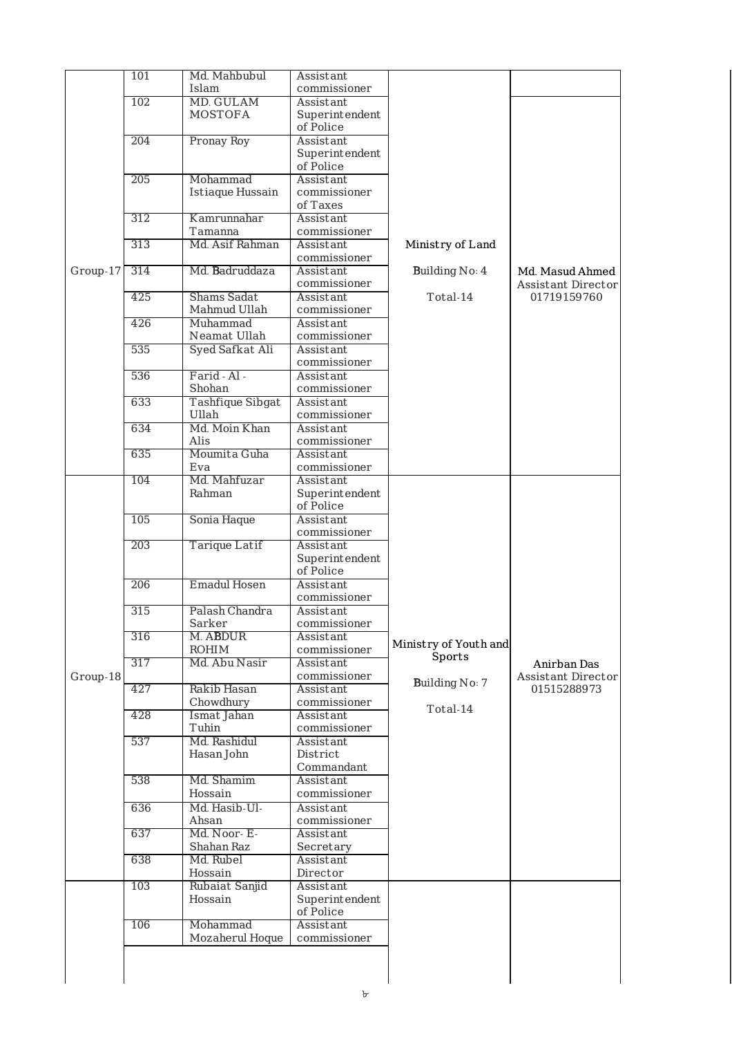| | | | | | |
|---|---|---|---|---|---|
| Group-17 | 101 | Md. Mahbubul Islam | Assistant commissioner | Ministry of Land<br>Building No: 4<br>Total-14 | |
| | 102 | MD. GULAM MOSTOFA | Assistant Superintendent of Police | | Md. Masud Ahmed<br>Assistant Director<br>01719159760 |
| | 204 | Pronay Roy | Assistant Superintendent of Police | | |
| | 205 | Mohammad Istiaque Hussain | Assistant commissioner of Taxes | | |
| | 312 | Kamrunnahar Tamanna | Assistant commissioner | | |
| | 313 | Md. Asif Rahman | Assistant commissioner | | |
| | 314 | Md. Badruddaza | Assistant commissioner | | |
| | 425 | Shams Sadat Mahmud Ullah | Assistant commissioner | | |
| | 426 | Muhammad Neamat Ullah | Assistant commissioner | | |
| | 535 | Syed Safkat Ali | Assistant commissioner | | |
| | 536 | Farid - Al - Shohan | Assistant commissioner | | |
| | 633 | Tashfique Sibgat Ullah | Assistant commissioner | | |
| | 634 | Md. Moin Khan Alis | Assistant commissioner | | |
| | 635 | Moumita Guha Eva | Assistant commissioner | | |
| Group-18 | 104 | Md. Mahfuzar Rahman | Assistant Superintendent of Police | Ministry of Youth and Sports<br>Building No: 7<br>Total-14 | Anirban Das<br>Assistant Director<br>01515288973 |
| | 105 | Sonia Haque | Assistant commissioner | | |
| | 203 | Tarique Latif | Assistant Superintendent of Police | | |
| | 206 | Emadul Hosen | Assistant commissioner | | |
| | 315 | Palash Chandra Sarker | Assistant commissioner | | |
| | 316 | M. ABDUR ROHIM | Assistant commissioner | | |
| | 317 | Md. Abu Nasir | Assistant commissioner | | |
| | 427 | Rakib Hasan Chowdhury | Assistant commissioner | | |
| | 428 | Ismat Jahan Tuhin | Assistant commissioner | | |
| | 537 | Md. Rashidul Hasan John | Assistant District Commandant | | |
| | 538 | Md. Shamim Hossain | Assistant commissioner | | |
| | 636 | Md. Hasib-Ul-Ahsan | Assistant commissioner | | |
| | 637 | Md. Noor- E-Shahan Raz | Assistant Secretary | | |
| | 638 | Md. Rubel Hossain | Assistant Director | | |
| | 103 | Rubaiat Sanjid Hossain | Assistant Superintendent of Police | | |
| | 106 | Mohammad Mozaherul Hoque | Assistant commissioner | | |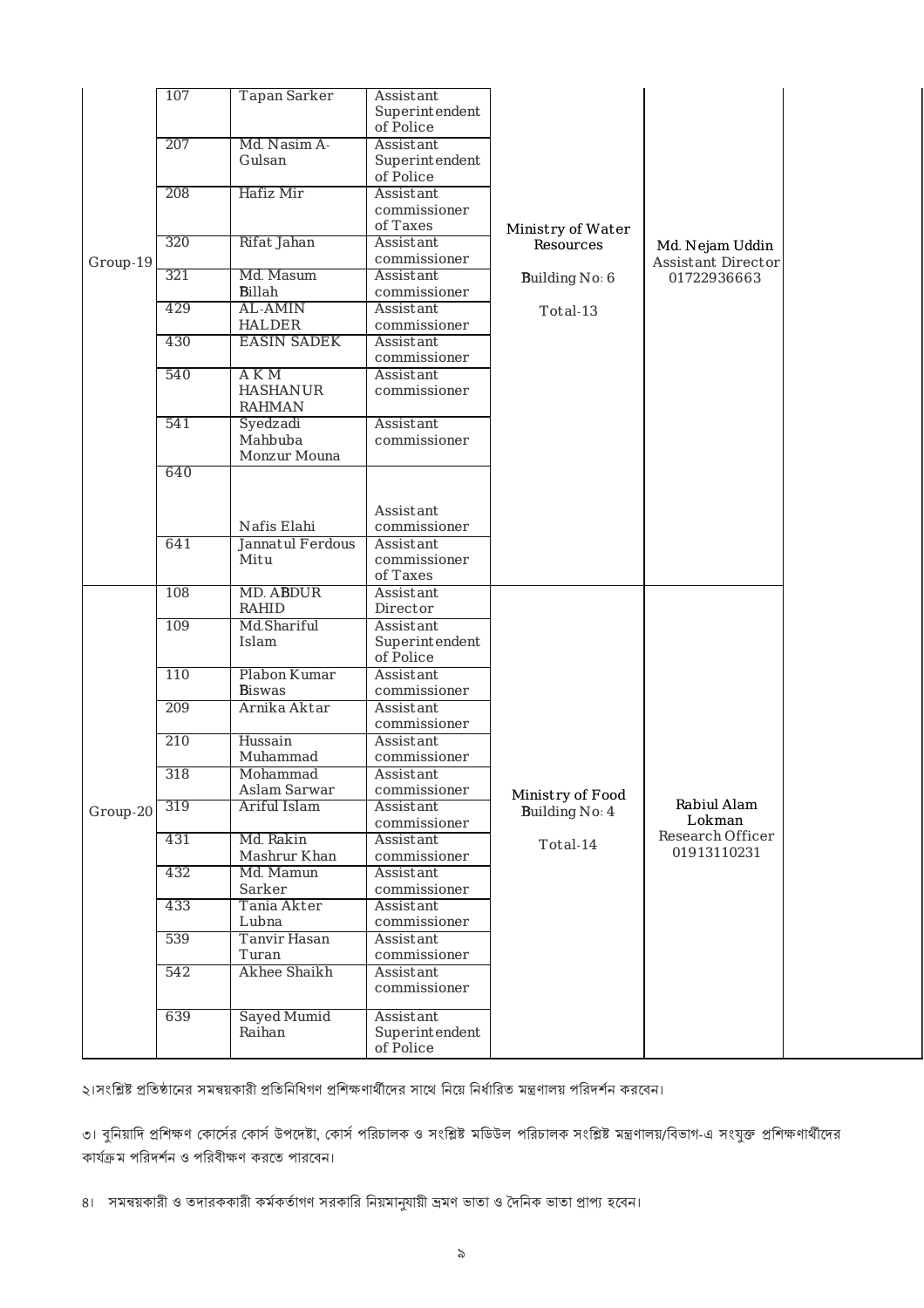| Group-19 | 107 | Tapan Sarker | Assistant Superintendent of Police | Ministry of Water Resources<br>Building No: 6<br>Total-13 | Md. Nejam Uddin<br>Assistant Director<br>01722936663 | |
|---|---|---|---|---|---|---|
| | 207 | Md. Nasim A-Gulsan | Assistant Superintendent of Police | | | |
| | 208 | Hafiz Mir | Assistant commissioner of Taxes | | | |
| | 320 | Rifat Jahan | Assistant commissioner | | | |
| | 321 | Md. Masum Billah | Assistant commissioner | | | |
| | 429 | AL-AMIN HALDER | Assistant commissioner | | | |
| | 430 | EASIN SADEK | Assistant commissioner | | | |
| | 540 | A K M HASHANUR RAHMAN | Assistant commissioner | | | |
| | 541 | Syedzadi Mahbuba Monzur Mouna | Assistant commissioner | | | |
| | 640 | Nafis Elahi | Assistant commissioner | | | |
| | 641 | Jannatul Ferdous Mitu | Assistant commissioner of Taxes | | | |
| Group-20 | 108 | MD. ABDUR RAHID | Assistant Director | Ministry of Food<br>Building No: 4<br>Total-14 | Rabiul Alam Lokman<br>Research Officer<br>01913110231 | |
| | 109 | Md.Shariful Islam | Assistant Superintendent of Police | | | |
| | 110 | Plabon Kumar Biswas | Assistant commissioner | | | |
| | 209 | Arnika Aktar | Assistant commissioner | | | |
| | 210 | Hussain Muhammad | Assistant commissioner | | | |
| | 318 | Mohammad Aslam Sarwar | Assistant commissioner | | | |
| | 319 | Ariful Islam | Assistant commissioner | | | |
| | 431 | Md. Rakin Mashrur Khan | Assistant commissioner | | | |
| | 432 | Md. Mamun Sarker | Assistant commissioner | | | |
| | 433 | Tania Akter Lubna | Assistant commissioner | | | |
| | 539 | Tanvir Hasan Turan | Assistant commissioner | | | |
| | 542 | Akhee Shaikh | Assistant commissioner | | | |
| | 639 | Sayed Mumid Raihan | Assistant Superintendent of Police | | | |

২।সংশ্লিষ্ট প্রতিষ্ঠানের সমন্বয়কারী প্রতিনিধিগণ প্রশিক্ষণার্থীদের সাথে নিয়ে নির্ধারিত মন্ত্রণালয় পরিদর্শন করবেন।

৩। বুনিয়াদি প্রশিক্ষণ কোর্সের কোর্স উপদেষ্টা, কোর্স পরিচালক ও সংশ্লিষ্ট মডিউল পরিচালক সংশ্লিষ্ট মন্ত্রণালয়/বিভাগ-এ সংযুক্ত প্রশিক্ষণার্থীদের কার্যক্রম পরিদর্শন ও পরিবীক্ষণ করতে পারবেন।

৪। সমন্বয়কারী ও তদারককারী কর্মকর্তাগণ সরকারি নিয়মানুযায়ী ভ্রমণ ভাতা ও দৈনিক ভাতা প্রাপ্য হবেন।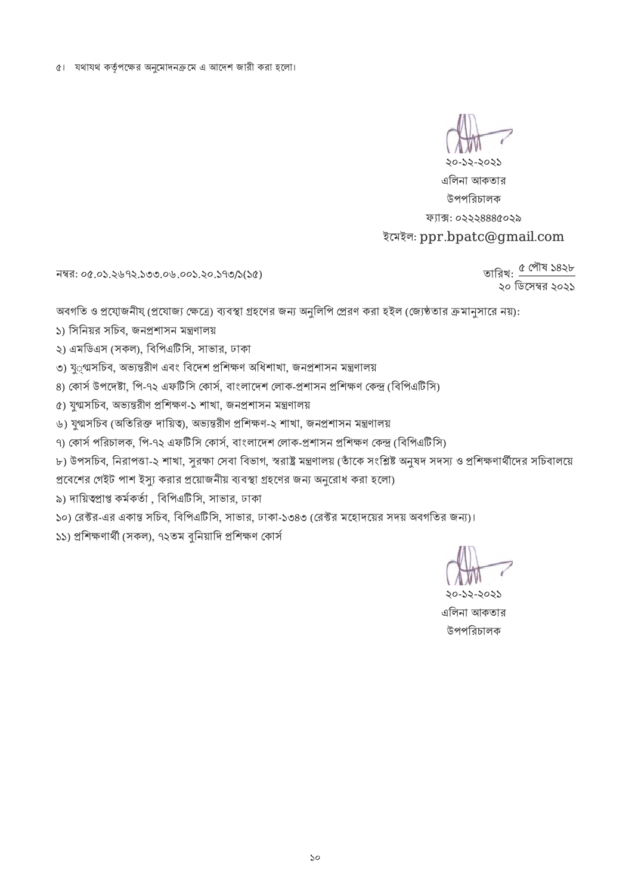৫। যথাযথ কর্তৃপক্ষের অনুমোদনক্রমে এ আদেশ জারী করা হলো।

২০-১২-২০২১
এলিনা আকতার
উপপরিচালক
ফ্যাক্স: ০২২২৪৪৪৫০২৯
ইমেইল: ppr.bpatc@gmail.com

নম্বর: ০৫.০১.২৬৭২.১৩৩.০৬.০০১.২০.১৭৩/১(১৫)

তারিখ: ৫ পৌষ ১৪২৮
২০ ডিসেম্বর ২০২১

অবগতি ও প্রয়োজনীয় (প্রযোজ্য ক্ষেত্রে) ব্যবস্থা গ্রহণের জন্য অনুলিপি প্রেরণ করা হইল (জ্যেষ্ঠতার ক্রমানুসারে নয়):

১) সিনিয়র সচিব, জনপ্রশাসন মন্ত্রণালয়
২) এমডিএস (সকল), বিপিএটিসি, সাভার, ঢাকা
৩) যুগ্মসচিব, অভ্যন্তরীণ এবং বিদেশ প্রশিক্ষণ অধিশাখা, জনপ্রশাসন মন্ত্রণালয়
৪) কোর্স উপদেষ্টা, পি-৭২ এফটিসি কোর্স, বাংলাদেশ লোক-প্রশাসন প্রশিক্ষণ কেন্দ্র (বিপিএটিসি)
৫) যুগ্মসচিব, অভ্যন্তরীণ প্রশিক্ষণ-১ শাখা, জনপ্রশাসন মন্ত্রণালয়
৬) যুগ্মসচিব (অতিরিক্ত দায়িত্ব), অভ্যন্তরীণ প্রশিক্ষণ-২ শাখা, জনপ্রশাসন মন্ত্রণালয়
৭) কোর্স পরিচালক, পি-৭২ এফটিসি কোর্স, বাংলাদেশ লোক-প্রশাসন প্রশিক্ষণ কেন্দ্র (বিপিএটিসি)
৮) উপসচিব, নিরাপত্তা-২ শাখা, সুরক্ষা সেবা বিভাগ, স্বরাষ্ট্র মন্ত্রণালয় (তাঁকে সংশ্লিষ্ট অনুষদ সদস্য ও প্রশিক্ষণার্থীদের সচিবালয়ে প্রবেশের গেইট পাশ ইস্যু করার প্রয়োজনীয় ব্যবস্থা গ্রহণের জন্য অনুরোধ করা হলো)
৯) দায়িত্বপ্রাপ্ত কর্মকর্তা , বিপিএটিসি, সাভার, ঢাকা
১০) রেক্টর-এর একান্ত সচিব, বিপিএটিসি, সাভার, ঢাকা-১৩৪৩ (রেক্টর মহোদয়ের সদয় অবগতির জন্য)।
১১) প্রশিক্ষণার্থী (সকল), ৭২তম বুনিয়াদি প্রশিক্ষণ কোর্স

২০-১২-২০২১
এলিনা আকতার
উপপরিচালক